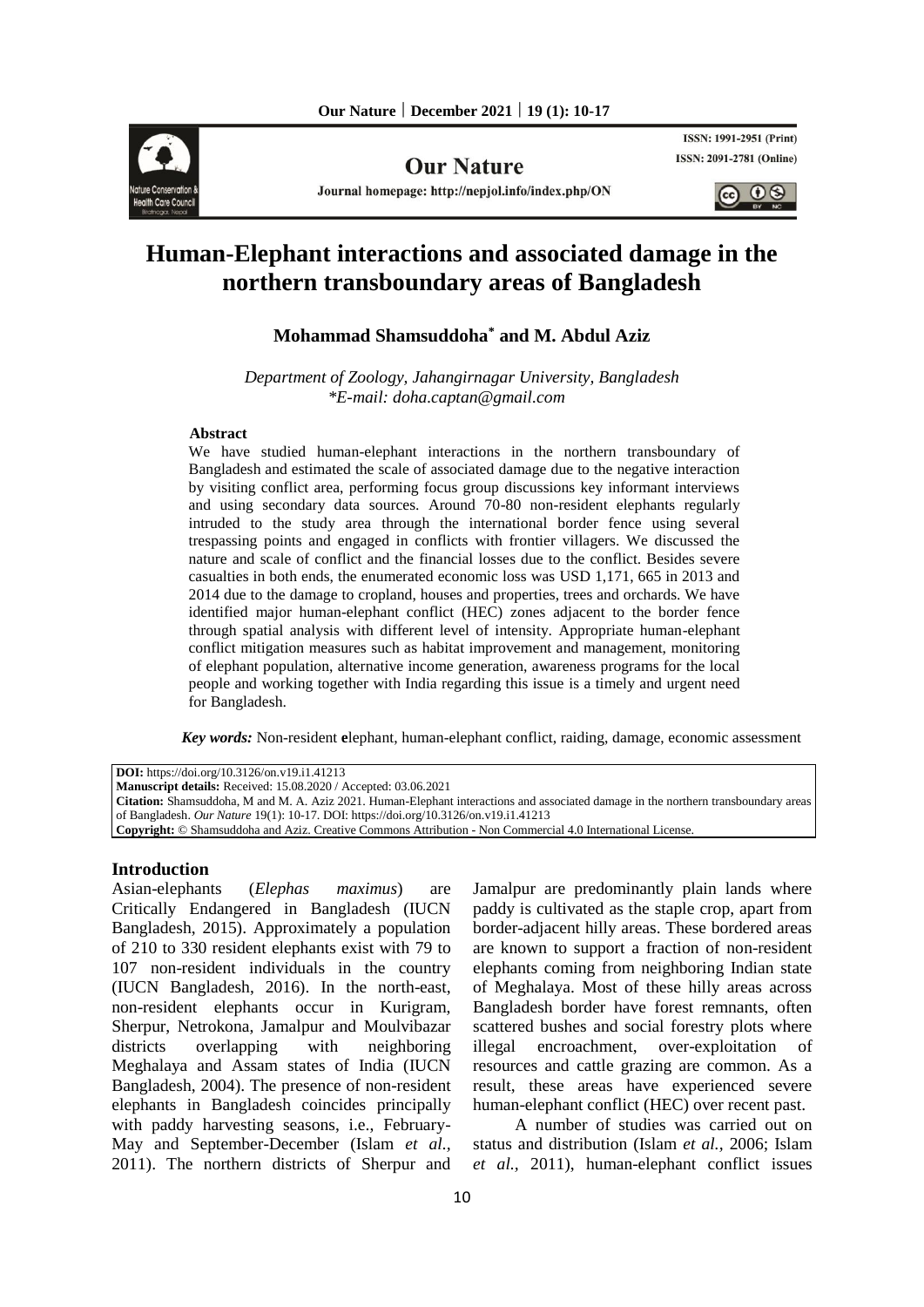# Human-Elephant interactions and associated damage in the northern transboundary areas of Bangladesh

**Mohammad Shamsuddoha*** **and M. Abdul Aziz**

*Department of Zoology, Jahangirnagar University, Bangladesh*
*\*E-mail: doha.captan@gmail.com*

**Abstract**

We have studied human-elephant interactions in the northern transboundary of Bangladesh and estimated the scale of associated damage due to the negative interaction by visiting conflict area, performing focus group discussions key informant interviews and using secondary data sources. Around 70-80 non-resident elephants regularly intruded to the study area through the international border fence using several trespassing points and engaged in conflicts with frontier villagers. We discussed the nature and scale of conflict and the financial losses due to the conflict. Besides severe casualties in both ends, the enumerated economic loss was USD 1,171, 665 in 2013 and 2014 due to the damage to cropland, houses and properties, trees and orchards. We have identified major human-elephant conflict (HEC) zones adjacent to the border fence through spatial analysis with different level of intensity. Appropriate human-elephant conflict mitigation measures such as habitat improvement and management, monitoring of elephant population, alternative income generation, awareness programs for the local people and working together with India regarding this issue is a timely and urgent need for Bangladesh.

***Key words:*** Non-resident **e**lephant, human-elephant conflict, raiding, damage, economic assessment

**DOI:** https://doi.org/10.3126/on.v19.i1.41213
**Manuscript details:** Received: 15.08.2020 / Accepted: 03.06.2021
**Citation:** Shamsuddoha, M and M. A. Aziz 2021. Human-Elephant interactions and associated damage in the northern transboundary areas of Bangladesh. *Our Nature* 19(1): 10-17. DOI: https://doi.org/10.3126/on.v19.i1.41213
**Copyright:** © Shamsuddoha and Aziz. Creative Commons Attribution - Non Commercial 4.0 International License.

## Introduction

Asian-elephants (*Elephas maximus*) are Critically Endangered in Bangladesh (IUCN Bangladesh, 2015). Approximately a population of 210 to 330 resident elephants exist with 79 to 107 non-resident individuals in the country (IUCN Bangladesh, 2016). In the north-east, non-resident elephants occur in Kurigram, Sherpur, Netrokona, Jamalpur and Moulvibazar districts overlapping with neighboring Meghalaya and Assam states of India (IUCN Bangladesh, 2004). The presence of non-resident elephants in Bangladesh coincides principally with paddy harvesting seasons, i.e., February-May and September-December (Islam *et al.*, 2011). The northern districts of Sherpur and Jamalpur are predominantly plain lands where paddy is cultivated as the staple crop, apart from border-adjacent hilly areas. These bordered areas are known to support a fraction of non-resident elephants coming from neighboring Indian state of Meghalaya. Most of these hilly areas across Bangladesh border have forest remnants, often scattered bushes and social forestry plots where illegal encroachment, over-exploitation of resources and cattle grazing are common. As a result, these areas have experienced severe human-elephant conflict (HEC) over recent past.

A number of studies was carried out on status and distribution (Islam *et al.*, 2006; Islam *et al.*, 2011), human-elephant conflict issues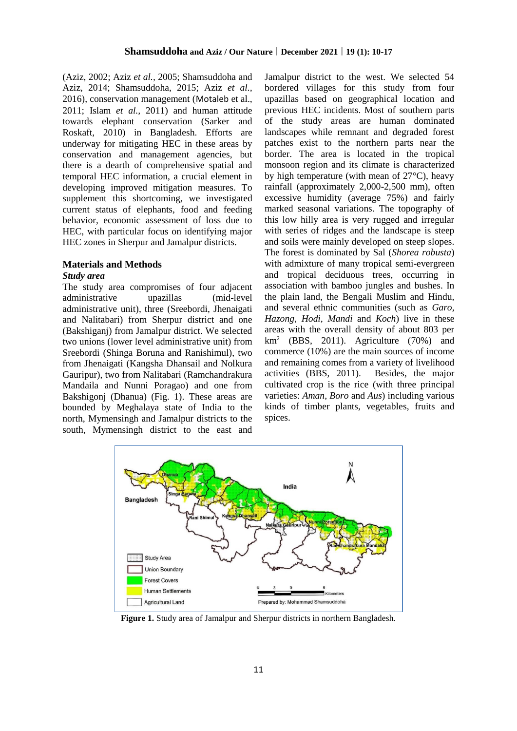(Aziz, 2002; Aziz *et al.*, 2005; Shamsuddoha and Aziz, 2014; Shamsuddoha, 2015; Aziz *et al.*, 2016), conservation management (Motaleb et al., 2011; Islam *et al.*, 2011) and human attitude towards elephant conservation (Sarker and Roskaft, 2010) in Bangladesh. Efforts are underway for mitigating HEC in these areas by conservation and management agencies, but there is a dearth of comprehensive spatial and temporal HEC information, a crucial element in developing improved mitigation measures. To supplement this shortcoming, we investigated current status of elephants, food and feeding behavior, economic assessment of loss due to HEC, with particular focus on identifying major HEC zones in Sherpur and Jamalpur districts.

## Materials and Methods

### *Study area*

The study area compromises of four adjacent administrative upazillas (mid-level administrative unit), three (Sreebordi, Jhenaigati and Nalitabari) from Sherpur district and one (Bakshiganj) from Jamalpur district. We selected two unions (lower level administrative unit) from Sreebordi (Shinga Boruna and Ranishimul), two from Jhenaigati (Kangsha Dhansail and Nolkura Gauripur), two from Nalitabari (Ramchandrakura Mandaila and Nunni Poragao) and one from Bakshigonj (Dhanua) (Fig. 1). These areas are bounded by Meghalaya state of India to the north, Mymensingh and Jamalpur districts to the south, Mymensingh district to the east and Jamalpur district to the west. We selected 54 bordered villages for this study from four upazillas based on geographical location and previous HEC incidents. Most of southern parts of the study areas are human dominated landscapes while remnant and degraded forest patches exist to the northern parts near the border. The area is located in the tropical monsoon region and its climate is characterized by high temperature (with mean of 27°C), heavy rainfall (approximately 2,000-2,500 mm), often excessive humidity (average 75%) and fairly marked seasonal variations. The topography of this low hilly area is very rugged and irregular with series of ridges and the landscape is steep and soils were mainly developed on steep slopes. The forest is dominated by Sal (*Shorea robusta*) with admixture of many tropical semi-evergreen and tropical deciduous trees, occurring in association with bamboo jungles and bushes. In the plain land, the Bengali Muslim and Hindu, and several ethnic communities (such as *Garo*, *Hazong*, *Hodi*, *Mandi* and *Koch*) live in these areas with the overall density of about 803 per km$^2$ (BBS, 2011). Agriculture (70%) and commerce (10%) are the main sources of income and remaining comes from a variety of livelihood activities (BBS, 2011). Besides, the major cultivated crop is the rice (with three principal varieties: *Aman*, *Boro* and *Aus*) including various kinds of timber plants, vegetables, fruits and spices.

**Figure 1.** Study area of Jamalpur and Sherpur districts in northern Bangladesh.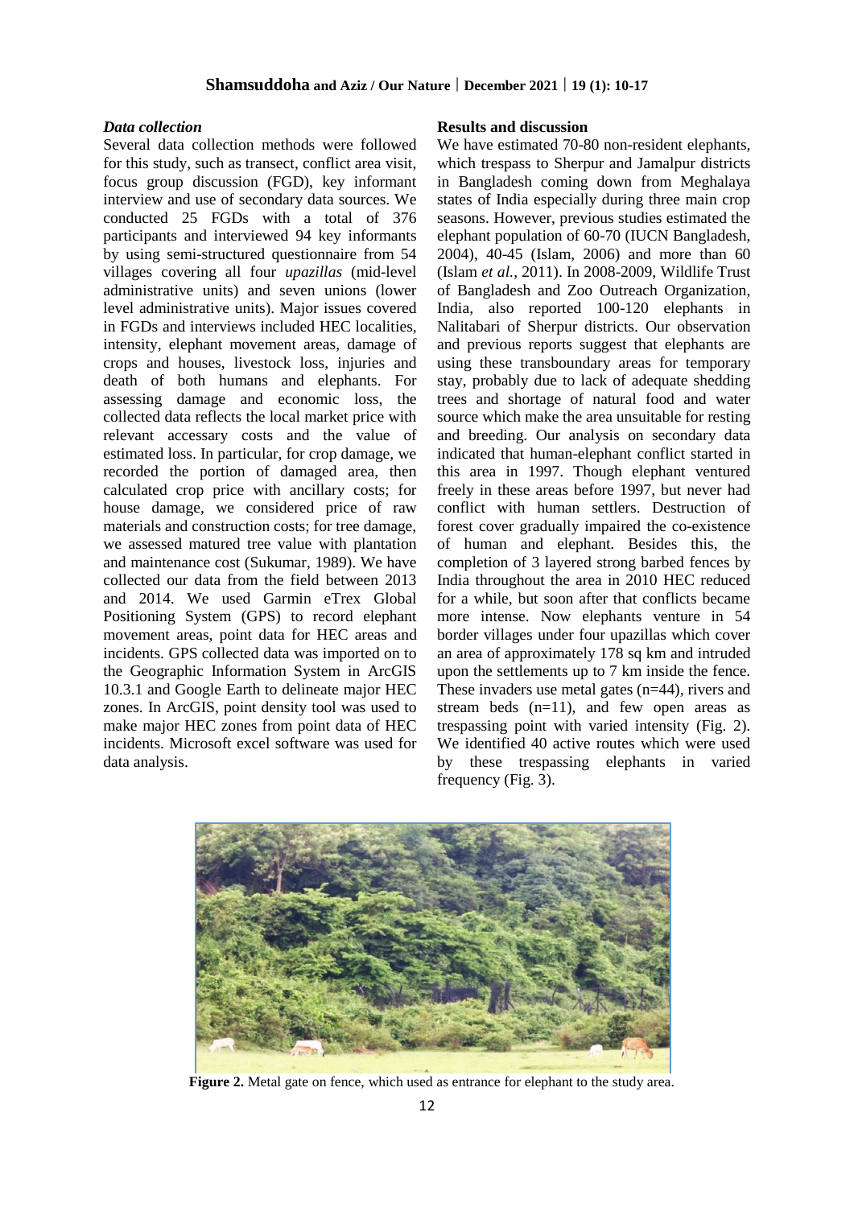### *Data collection*

Several data collection methods were followed for this study, such as transect, conflict area visit, focus group discussion (FGD), key informant interview and use of secondary data sources. We conducted 25 FGDs with a total of 376 participants and interviewed 94 key informants by using semi-structured questionnaire from 54 villages covering all four *upazillas* (mid-level administrative units) and seven unions (lower level administrative units). Major issues covered in FGDs and interviews included HEC localities, intensity, elephant movement areas, damage of crops and houses, livestock loss, injuries and death of both humans and elephants. For assessing damage and economic loss, the collected data reflects the local market price with relevant accessary costs and the value of estimated loss. In particular, for crop damage, we recorded the portion of damaged area, then calculated crop price with ancillary costs; for house damage, we considered price of raw materials and construction costs; for tree damage, we assessed matured tree value with plantation and maintenance cost (Sukumar, 1989). We have collected our data from the field between 2013 and 2014. We used Garmin eTrex Global Positioning System (GPS) to record elephant movement areas, point data for HEC areas and incidents. GPS collected data was imported on to the Geographic Information System in ArcGIS 10.3.1 and Google Earth to delineate major HEC zones. In ArcGIS, point density tool was used to make major HEC zones from point data of HEC incidents. Microsoft excel software was used for data analysis.

### Results and discussion

We have estimated 70-80 non-resident elephants, which trespass to Sherpur and Jamalpur districts in Bangladesh coming down from Meghalaya states of India especially during three main crop seasons. However, previous studies estimated the elephant population of 60-70 (IUCN Bangladesh, 2004), 40-45 (Islam, 2006) and more than 60 (Islam *et al.,* 2011). In 2008-2009, Wildlife Trust of Bangladesh and Zoo Outreach Organization, India, also reported 100-120 elephants in Nalitabari of Sherpur districts. Our observation and previous reports suggest that elephants are using these transboundary areas for temporary stay, probably due to lack of adequate shedding trees and shortage of natural food and water source which make the area unsuitable for resting and breeding. Our analysis on secondary data indicated that human-elephant conflict started in this area in 1997. Though elephant ventured freely in these areas before 1997, but never had conflict with human settlers. Destruction of forest cover gradually impaired the co-existence of human and elephant. Besides this, the completion of 3 layered strong barbed fences by India throughout the area in 2010 HEC reduced for a while, but soon after that conflicts became more intense. Now elephants venture in 54 border villages under four upazillas which cover an area of approximately 178 sq km and intruded upon the settlements up to 7 km inside the fence. These invaders use metal gates (n=44), rivers and stream beds (n=11), and few open areas as trespassing point with varied intensity (Fig. 2). We identified 40 active routes which were used by these trespassing elephants in varied frequency (Fig. 3).

**Figure 2.** Metal gate on fence, which used as entrance for elephant to the study area.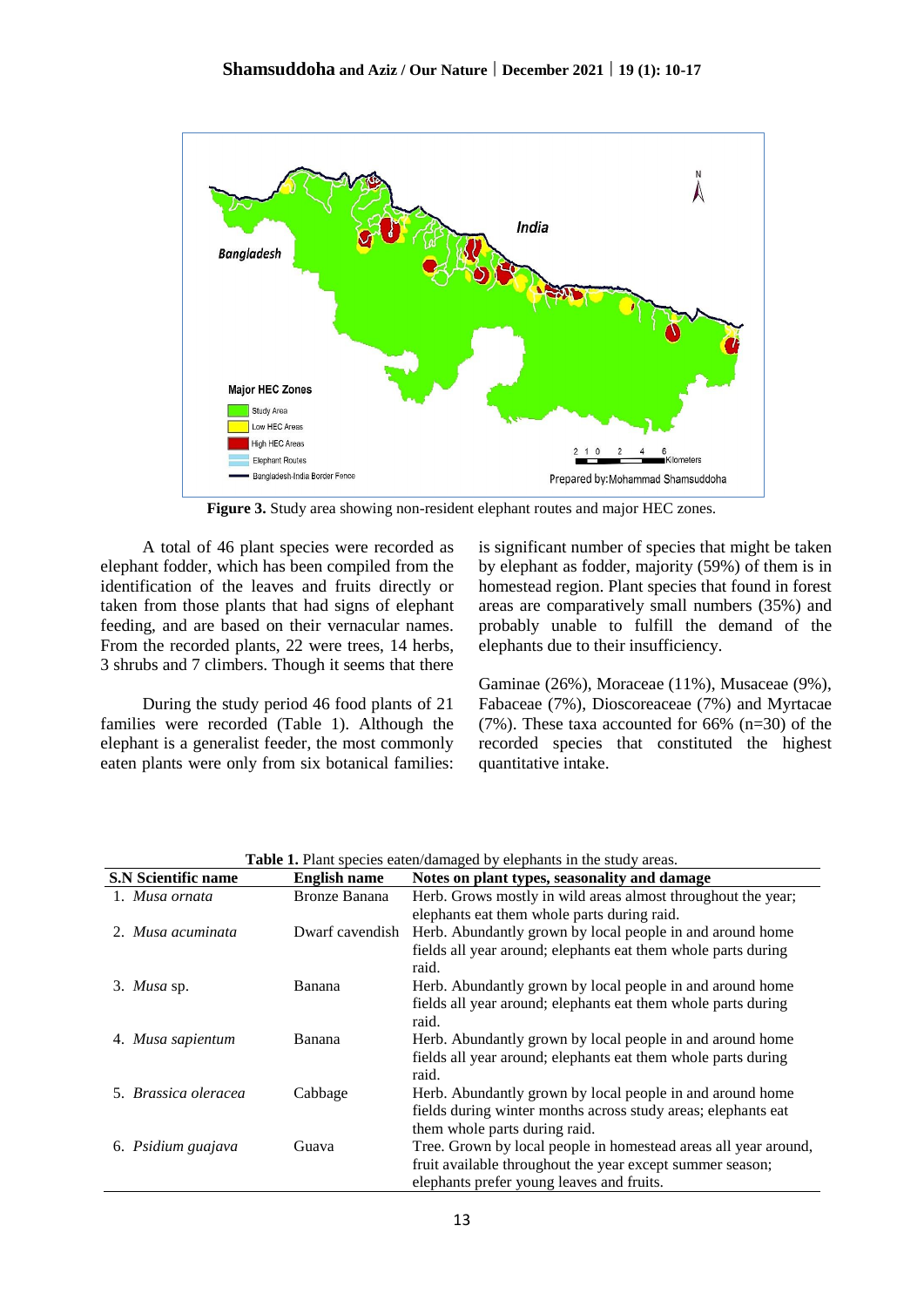**Figure 3.** Study area showing non-resident elephant routes and major HEC zones.

A total of 46 plant species were recorded as elephant fodder, which has been compiled from the identification of the leaves and fruits directly or taken from those plants that had signs of elephant feeding, and are based on their vernacular names. From the recorded plants, 22 were trees, 14 herbs, 3 shrubs and 7 climbers. Though it seems that there is significant number of species that might be taken by elephant as fodder, majority (59%) of them is in homestead region. Plant species that found in forest areas are comparatively small numbers (35%) and probably unable to fulfill the demand of the elephants due to their insufficiency.

During the study period 46 food plants of 21 families were recorded (Table 1). Although the elephant is a generalist feeder, the most commonly eaten plants were only from six botanical families: Gaminae (26%), Moraceae (11%), Musaceae (9%), Fabaceae (7%), Dioscoreaceae (7%) and Myrtacae (7%). These taxa accounted for 66% (n=30) of the recorded species that constituted the highest quantitative intake.

**Table 1.** Plant species eaten/damaged by elephants in the study areas.

| S.N Scientific name | English name | Notes on plant types, seasonality and damage |
|---|---|---|
| 1. *Musa ornata* | Bronze Banana | Herb. Grows mostly in wild areas almost throughout the year; elephants eat them whole parts during raid. |
| 2. *Musa acuminata* | Dwarf cavendish | Herb. Abundantly grown by local people in and around home fields all year around; elephants eat them whole parts during raid. |
| 3. *Musa* sp. | Banana | Herb. Abundantly grown by local people in and around home fields all year around; elephants eat them whole parts during raid. |
| 4. *Musa sapientum* | Banana | Herb. Abundantly grown by local people in and around home fields all year around; elephants eat them whole parts during raid. |
| 5. *Brassica oleracea* | Cabbage | Herb. Abundantly grown by local people in and around home fields during winter months across study areas; elephants eat them whole parts during raid. |
| 6. *Psidium guajava* | Guava | Tree. Grown by local people in homestead areas all year around, fruit available throughout the year except summer season; elephants prefer young leaves and fruits. |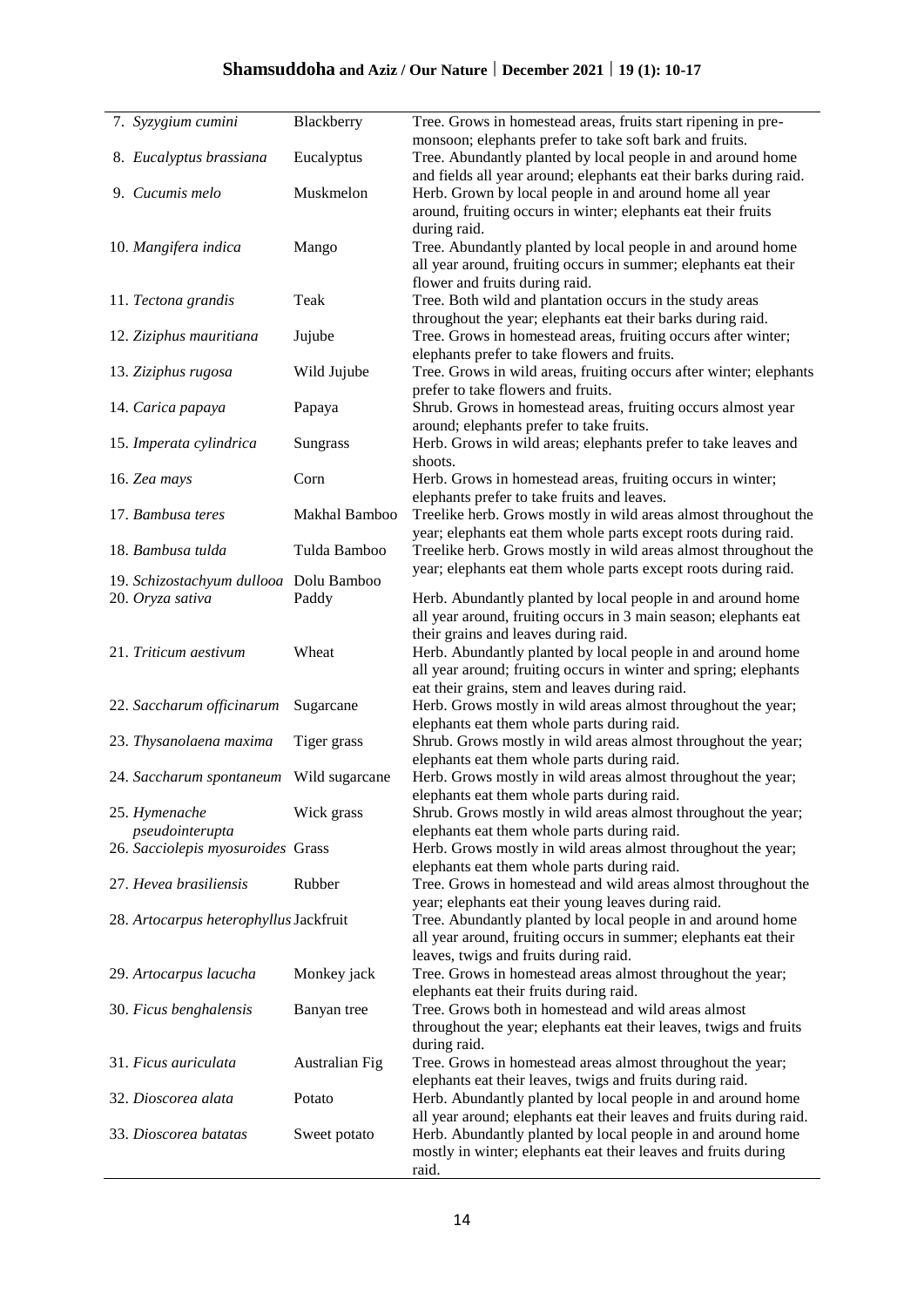| | | |
|---|---|---|
| 7. *Syzygium cumini* | Blackberry | Tree. Grows in homestead areas, fruits start ripening in pre-monsoon; elephants prefer to take soft bark and fruits. |
| 8. *Eucalyptus brassiana* | Eucalyptus | Tree. Abundantly planted by local people in and around home and fields all year around; elephants eat their barks during raid. |
| 9. *Cucumis melo* | Muskmelon | Herb. Grown by local people in and around home all year around, fruiting occurs in winter; elephants eat their fruits during raid. |
| 10. *Mangifera indica* | Mango | Tree. Abundantly planted by local people in and around home all year around, fruiting occurs in summer; elephants eat their flower and fruits during raid. |
| 11. *Tectona grandis* | Teak | Tree. Both wild and plantation occurs in the study areas throughout the year; elephants eat their barks during raid. |
| 12. *Ziziphus mauritiana* | Jujube | Tree. Grows in homestead areas, fruiting occurs after winter; elephants prefer to take flowers and fruits. |
| 13. *Ziziphus rugosa* | Wild Jujube | Tree. Grows in wild areas, fruiting occurs after winter; elephants prefer to take flowers and fruits. |
| 14. *Carica papaya* | Papaya | Shrub. Grows in homestead areas, fruiting occurs almost year around; elephants prefer to take fruits. |
| 15. *Imperata cylindrica* | Sungrass | Herb. Grows in wild areas; elephants prefer to take leaves and shoots. |
| 16. *Zea mays* | Corn | Herb. Grows in homestead areas, fruiting occurs in winter; elephants prefer to take fruits and leaves. |
| 17. *Bambusa teres* | Makhal Bamboo | Treelike herb. Grows mostly in wild areas almost throughout the year; elephants eat them whole parts except roots during raid. |
| 18. *Bambusa tulda* | Tulda Bamboo | Treelike herb. Grows mostly in wild areas almost throughout the year; elephants eat them whole parts except roots during raid. |
| 19. *Schizostachyum dullooa* | Dolu Bamboo | |
| 20. *Oryza sativa* | Paddy | Herb. Abundantly planted by local people in and around home all year around, fruiting occurs in 3 main season; elephants eat their grains and leaves during raid. |
| 21. *Triticum aestivum* | Wheat | Herb. Abundantly planted by local people in and around home all year around; fruiting occurs in winter and spring; elephants eat their grains, stem and leaves during raid. |
| 22. *Saccharum officinarum* | Sugarcane | Herb. Grows mostly in wild areas almost throughout the year; elephants eat them whole parts during raid. |
| 23. *Thysanolaena maxima* | Tiger grass | Shrub. Grows mostly in wild areas almost throughout the year; elephants eat them whole parts during raid. |
| 24. *Saccharum spontaneum* | Wild sugarcane | Herb. Grows mostly in wild areas almost throughout the year; elephants eat them whole parts during raid. |
| 25. *Hymenache pseudointerupta* | Wick grass | Shrub. Grows mostly in wild areas almost throughout the year; elephants eat them whole parts during raid. |
| 26. *Sacciolepis myosuroides* | Grass | Herb. Grows mostly in wild areas almost throughout the year; elephants eat them whole parts during raid. |
| 27. *Hevea brasiliensis* | Rubber | Tree. Grows in homestead and wild areas almost throughout the year; elephants eat their young leaves during raid. |
| 28. *Artocarpus heterophyllus* | Jackfruit | Tree. Abundantly planted by local people in and around home all year around, fruiting occurs in summer; elephants eat their leaves, twigs and fruits during raid. |
| 29. *Artocarpus lacucha* | Monkey jack | Tree. Grows in homestead areas almost throughout the year; elephants eat their fruits during raid. |
| 30. *Ficus benghalensis* | Banyan tree | Tree. Grows both in homestead and wild areas almost throughout the year; elephants eat their leaves, twigs and fruits during raid. |
| 31. *Ficus auriculata* | Australian Fig | Tree. Grows in homestead areas almost throughout the year; elephants eat their leaves, twigs and fruits during raid. |
| 32. *Dioscorea alata* | Potato | Herb. Abundantly planted by local people in and around home all year around; elephants eat their leaves and fruits during raid. |
| 33. *Dioscorea batatas* | Sweet potato | Herb. Abundantly planted by local people in and around home mostly in winter; elephants eat their leaves and fruits during raid. |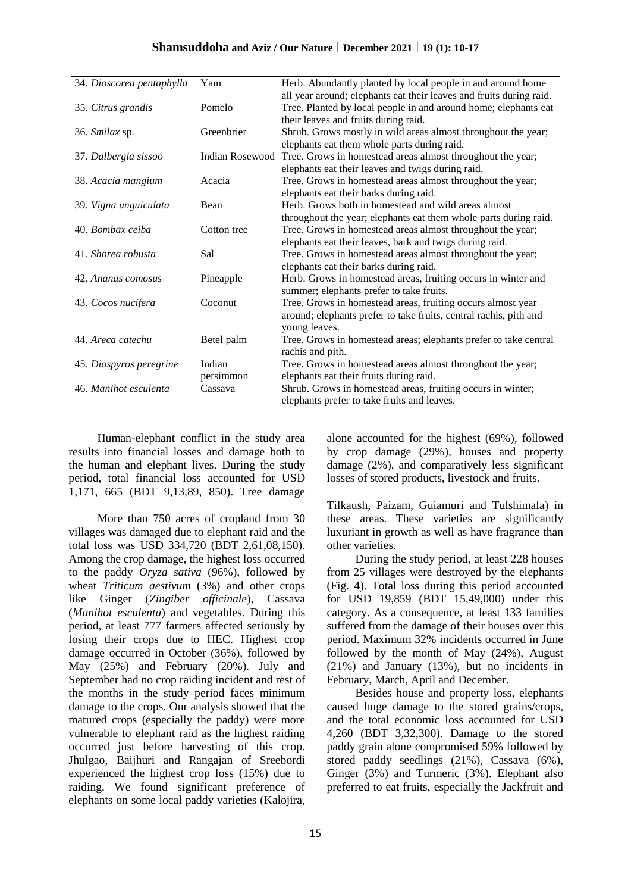| | | |
|---|---|---|
| 34. *Dioscorea pentaphylla* | Yam | Herb. Abundantly planted by local people in and around home all year around; elephants eat their leaves and fruits during raid. |
| 35. *Citrus grandis* | Pomelo | Tree. Planted by local people in and around home; elephants eat their leaves and fruits during raid. |
| 36. *Smilax* sp. | Greenbrier | Shrub. Grows mostly in wild areas almost throughout the year; elephants eat them whole parts during raid. |
| 37. *Dalbergia sissoo* | Indian Rosewood | Tree. Grows in homestead areas almost throughout the year; elephants eat their leaves and twigs during raid. |
| 38. *Acacia mangium* | Acacia | Tree. Grows in homestead areas almost throughout the year; elephants eat their barks during raid. |
| 39. *Vigna unguiculata* | Bean | Herb. Grows both in homestead and wild areas almost throughout the year; elephants eat them whole parts during raid. |
| 40. *Bombax ceiba* | Cotton tree | Tree. Grows in homestead areas almost throughout the year; elephants eat their leaves, bark and twigs during raid. |
| 41. *Shorea robusta* | Sal | Tree. Grows in homestead areas almost throughout the year; elephants eat their barks during raid. |
| 42. *Ananas comosus* | Pineapple | Herb. Grows in homestead areas, fruiting occurs in winter and summer; elephants prefer to take fruits. |
| 43. *Cocos nucifera* | Coconut | Tree. Grows in homestead areas, fruiting occurs almost year around; elephants prefer to take fruits, central rachis, pith and young leaves. |
| 44. *Areca catechu* | Betel palm | Tree. Grows in homestead areas; elephants prefer to take central rachis and pith. |
| 45. *Diospyros peregrine* | Indian persimmon | Tree. Grows in homestead areas almost throughout the year; elephants eat their fruits during raid. |
| 46. *Manihot esculenta* | Cassava | Shrub. Grows in homestead areas, fruiting occurs in winter; elephants prefer to take fruits and leaves. |

Human-elephant conflict in the study area results into financial losses and damage both to the human and elephant lives. During the study period, total financial loss accounted for USD 1,171, 665 (BDT 9,13,89, 850). Tree damage alone accounted for the highest (69%), followed by crop damage (29%), houses and property damage (2%), and comparatively less significant losses of stored products, livestock and fruits.

More than 750 acres of cropland from 30 villages was damaged due to elephant raid and the total loss was USD 334,720 (BDT 2,61,08,150). Among the crop damage, the highest loss occurred to the paddy *Oryza sativa* (96%), followed by wheat *Triticum aestivum* (3%) and other crops like Ginger (*Zingiber officinale*), Cassava (*Manihot esculenta*) and vegetables. During this period, at least 777 farmers affected seriously by losing their crops due to HEC. Highest crop damage occurred in October (36%), followed by May (25%) and February (20%). July and September had no crop raiding incident and rest of the months in the study period faces minimum damage to the crops. Our analysis showed that the matured crops (especially the paddy) were more vulnerable to elephant raid as the highest raiding occurred just before harvesting of this crop. Jhulgao, Baijhuri and Rangajan of Sreebordi experienced the highest crop loss (15%) due to raiding. We found significant preference of elephants on some local paddy varieties (Kalojira, Tilkaush, Paizam, Guiamuri and Tulshimala) in these areas. These varieties are significantly luxuriant in growth as well as have fragrance than other varieties.

During the study period, at least 228 houses from 25 villages were destroyed by the elephants (Fig. 4). Total loss during this period accounted for USD 19,859 (BDT 15,49,000) under this category. As a consequence, at least 133 families suffered from the damage of their houses over this period. Maximum 32% incidents occurred in June followed by the month of May (24%), August (21%) and January (13%), but no incidents in February, March, April and December.

Besides house and property loss, elephants caused huge damage to the stored grains/crops, and the total economic loss accounted for USD 4,260 (BDT 3,32,300). Damage to the stored paddy grain alone compromised 59% followed by stored paddy seedlings (21%), Cassava (6%), Ginger (3%) and Turmeric (3%). Elephant also preferred to eat fruits, especially the Jackfruit and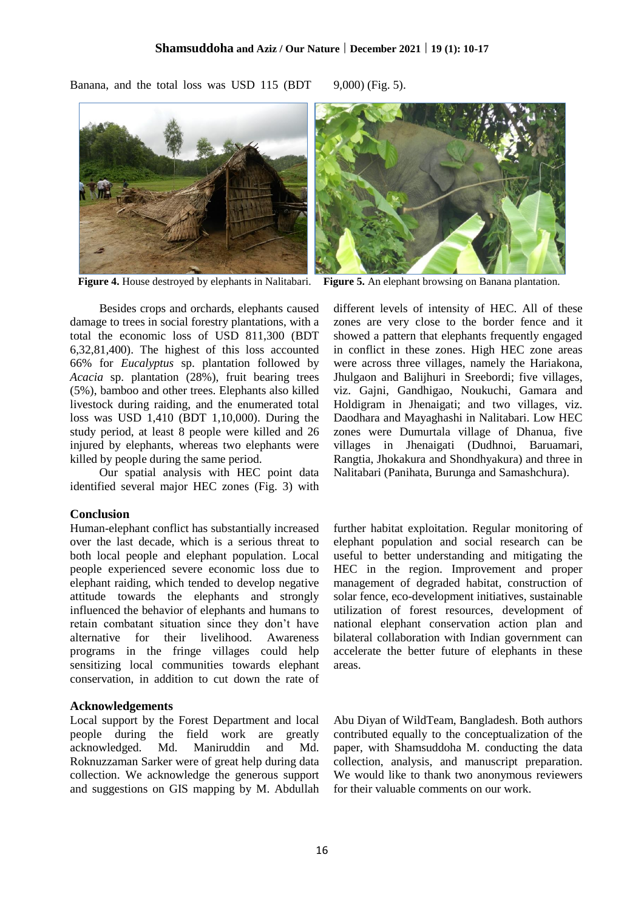Banana, and the total loss was USD 115 (BDT 9,000) (Fig. 5).

**Figure 4.** House destroyed by elephants in Nalitabari.

**Figure 5.** An elephant browsing on Banana plantation.

Besides crops and orchards, elephants caused damage to trees in social forestry plantations, with a total the economic loss of USD 811,300 (BDT 6,32,81,400). The highest of this loss accounted 66% for *Eucalyptus* sp. plantation followed by *Acacia* sp. plantation (28%), fruit bearing trees (5%), bamboo and other trees. Elephants also killed livestock during raiding, and the enumerated total loss was USD 1,410 (BDT 1,10,000). During the study period, at least 8 people were killed and 26 injured by elephants, whereas two elephants were killed by people during the same period.

Our spatial analysis with HEC point data identified several major HEC zones (Fig. 3) with different levels of intensity of HEC. All of these zones are very close to the border fence and it showed a pattern that elephants frequently engaged in conflict in these zones. High HEC zone areas were across three villages, namely the Hariakona, Jhulgaon and Balijhuri in Sreebordi; five villages, viz. Gajni, Gandhigao, Noukuchi, Gamara and Holdigram in Jhenaigati; and two villages, viz. Daodhara and Mayaghashi in Nalitabari. Low HEC zones were Dumurtala village of Dhanua, five villages in Jhenaigati (Dudhnoi, Baruamari, Rangtia, Jhokakura and Shondhyakura) and three in Nalitabari (Panihata, Burunga and Samashchura).

## Conclusion

Human-elephant conflict has substantially increased over the last decade, which is a serious threat to both local people and elephant population. Local people experienced severe economic loss due to elephant raiding, which tended to develop negative attitude towards the elephants and strongly influenced the behavior of elephants and humans to retain combatant situation since they don't have alternative for their livelihood. Awareness programs in the fringe villages could help sensitizing local communities towards elephant conservation, in addition to cut down the rate of further habitat exploitation. Regular monitoring of elephant population and social research can be useful to better understanding and mitigating the HEC in the region. Improvement and proper management of degraded habitat, construction of solar fence, eco-development initiatives, sustainable utilization of forest resources, development of national elephant conservation action plan and bilateral collaboration with Indian government can accelerate the better future of elephants in these areas.

## Acknowledgements

Local support by the Forest Department and local people during the field work are greatly acknowledged. Md. Maniruddin and Md. Roknuzzaman Sarker were of great help during data collection. We acknowledge the generous support and suggestions on GIS mapping by M. Abdullah Abu Diyan of WildTeam, Bangladesh. Both authors contributed equally to the conceptualization of the paper, with Shamsuddoha M. conducting the data collection, analysis, and manuscript preparation. We would like to thank two anonymous reviewers for their valuable comments on our work.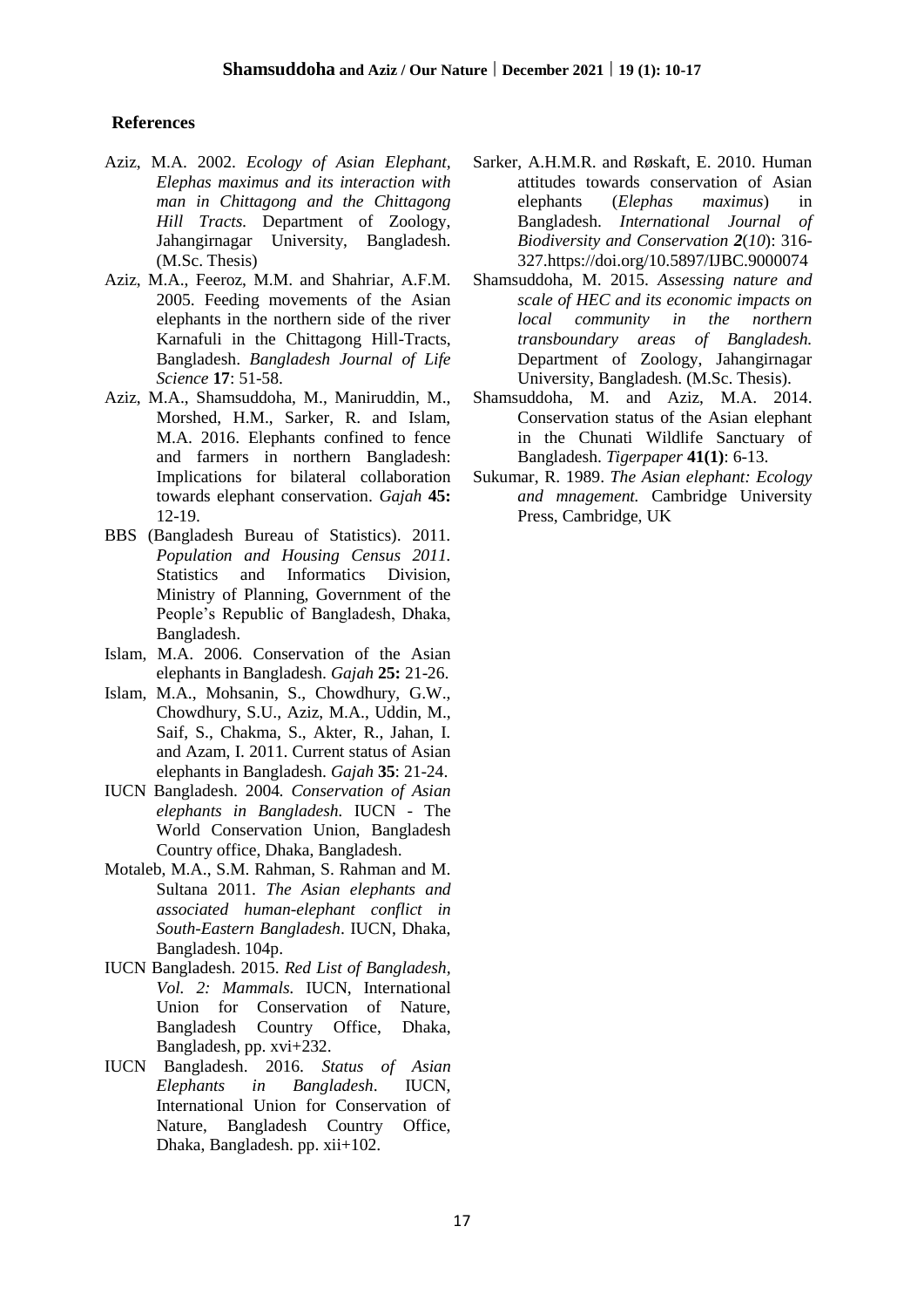## References

Aziz, M.A. 2002. *Ecology of Asian Elephant, Elephas maximus and its interaction with man in Chittagong and the Chittagong Hill Tracts.* Department of Zoology, Jahangirnagar University, Bangladesh. (M.Sc. Thesis)

Aziz, M.A., Feeroz, M.M. and Shahriar, A.F.M. 2005. Feeding movements of the Asian elephants in the northern side of the river Karnafuli in the Chittagong Hill-Tracts, Bangladesh. *Bangladesh Journal of Life Science* **17**: 51-58.

Aziz, M.A., Shamsuddoha, M., Maniruddin, M., Morshed, H.M., Sarker, R. and Islam, M.A. 2016. Elephants confined to fence and farmers in northern Bangladesh: Implications for bilateral collaboration towards elephant conservation. *Gajah* **45:** 12-19.

BBS (Bangladesh Bureau of Statistics). 2011. *Population and Housing Census 2011.* Statistics and Informatics Division, Ministry of Planning, Government of the People's Republic of Bangladesh, Dhaka, Bangladesh.

Islam, M.A. 2006. Conservation of the Asian elephants in Bangladesh. *Gajah* **25:** 21-26.

Islam, M.A., Mohsanin, S., Chowdhury, G.W., Chowdhury, S.U., Aziz, M.A., Uddin, M., Saif, S., Chakma, S., Akter, R., Jahan, I. and Azam, I. 2011. Current status of Asian elephants in Bangladesh. *Gajah* **35**: 21-24.

IUCN Bangladesh. 2004. *Conservation of Asian elephants in Bangladesh.* IUCN - The World Conservation Union, Bangladesh Country office, Dhaka, Bangladesh.

Motaleb, M.A., S.M. Rahman, S. Rahman and M. Sultana 2011. *The Asian elephants and associated human-elephant conflict in South-Eastern Bangladesh*. IUCN, Dhaka, Bangladesh. 104p.

IUCN Bangladesh. 2015. *Red List of Bangladesh, Vol. 2: Mammals.* IUCN, International Union for Conservation of Nature, Bangladesh Country Office, Dhaka, Bangladesh, pp. xvi+232.

IUCN Bangladesh. 2016. *Status of Asian Elephants in Bangladesh*. IUCN, International Union for Conservation of Nature, Bangladesh Country Office, Dhaka, Bangladesh. pp. xii+102.

Sarker, A.H.M.R. and Røskaft, E. 2010. Human attitudes towards conservation of Asian elephants (*Elephas maximus*) in Bangladesh. *International Journal of Biodiversity and Conservation* ***2***(*10*): 316-327.https://doi.org/10.5897/IJBC.9000074

Shamsuddoha, M. 2015. *Assessing nature and scale of HEC and its economic impacts on local community in the northern transboundary areas of Bangladesh.* Department of Zoology, Jahangirnagar University, Bangladesh. (M.Sc. Thesis).

Shamsuddoha, M. and Aziz, M.A. 2014. Conservation status of the Asian elephant in the Chunati Wildlife Sanctuary of Bangladesh. *Tigerpaper* **41(1)**: 6-13.

Sukumar, R. 1989. *The Asian elephant: Ecology and mnagement.* Cambridge University Press, Cambridge, UK